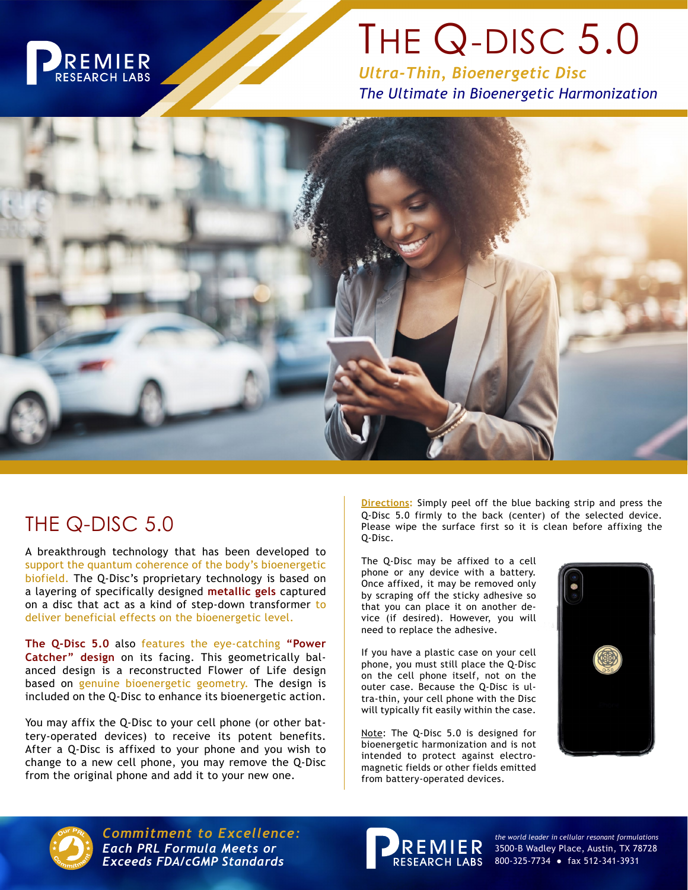# THE Q-DISC 5.0

*Ultra-Thin, Bioenergetic Disc*

*The Ultimate in Bioenergetic Harmonization*

## THE Q-DISC 5.0

A breakthrough technology that has been developed to support the quantum coherence of the body's bioenergetic biofield. The Q-Disc's proprietary technology is based on a layering of specifically designed **metallic gels** captured on a disc that act as a kind of step-down transformer to deliver beneficial effects on the bioenergetic level.

**The Q-Disc 5.0** also features the eye-catching **"Power Catcher" design** on its facing. This geometrically balanced design is a reconstructed Flower of Life design based on genuine bioenergetic geometry. The design is included on the Q-Disc to enhance its bioenergetic action.

You may affix the Q-Disc to your cell phone (or other battery-operated devices) to receive its potent benefits. After a Q-Disc is affixed to your phone and you wish to change to a new cell phone, you may remove the Q-Disc from the original phone and add it to your new one.

**Directions:** Simply peel off the blue backing strip and press the Q-Disc 5.0 firmly to the back (center) of the selected device. Please wipe the surface first so it is clean before affixing the Q-Disc.

The Q-Disc may be affixed to a cell phone or any device with a battery. Once affixed, it may be removed only by scraping off the sticky adhesive so that you can place it on another device (if desired). However, you will need to replace the adhesive.

If you have a plastic case on your cell phone, you must still place the Q-Disc on the cell phone itself, not on the outer case. Because the Q-Disc is ultra-thin, your cell phone with the Disc will typically fit easily within the case.

Note: The Q-Disc 5.0 is designed for bioenergetic harmonization and is not intended to protect against electromagnetic fields or other fields emitted from battery-operated devices.

***Commitment to Excellence:***
***Each PRL Formula Meets or Exceeds FDA/cGMP Standards***

PREMIER RESEARCH LABS

*the world leader in cellular resonant formulations*
3500-B Wadley Place, Austin, TX 78728
800-325-7734 • fax 512-341-3931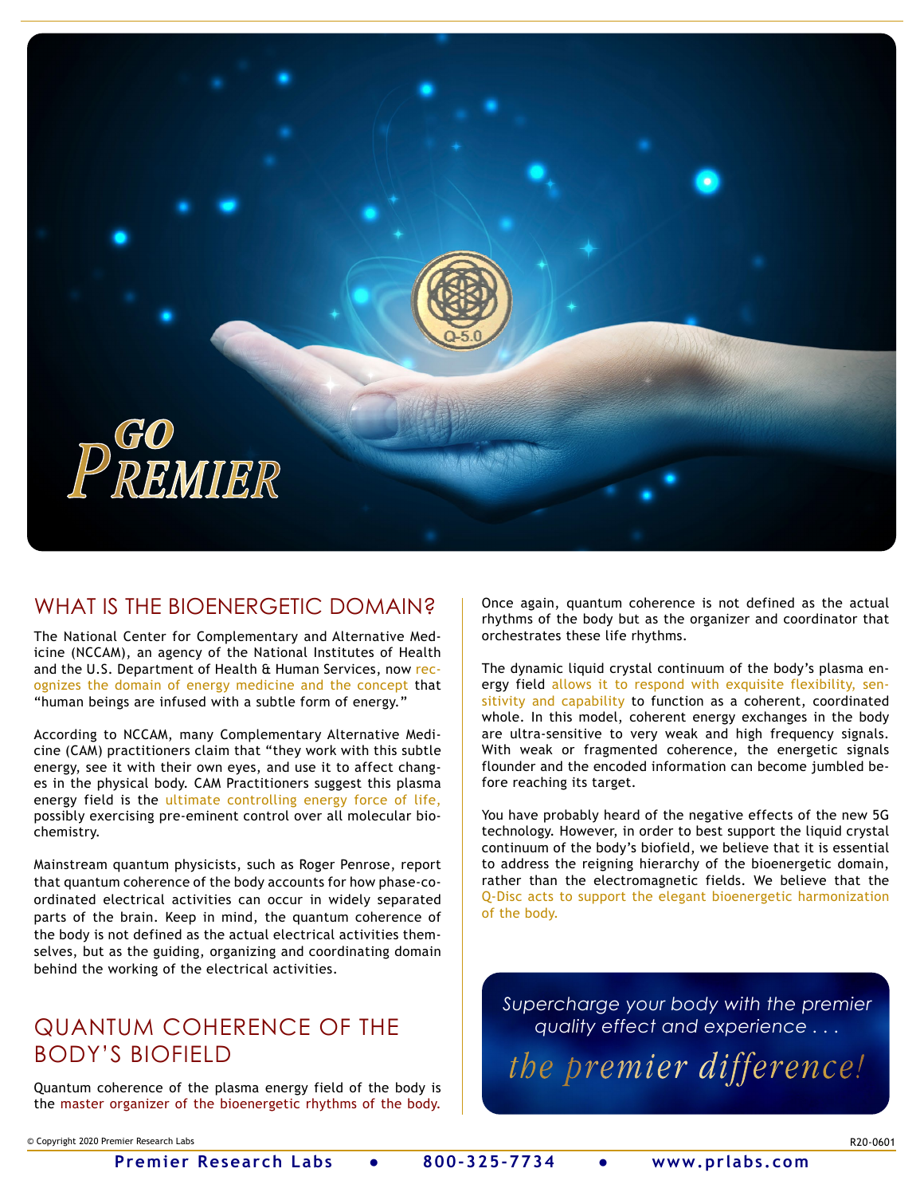GO PREMIER

## WHAT IS THE BIOENERGETIC DOMAIN?

The National Center for Complementary and Alternative Medicine (NCCAM), an agency of the National Institutes of Health and the U.S. Department of Health & Human Services, now recognizes the domain of energy medicine and the concept that "human beings are infused with a subtle form of energy."

According to NCCAM, many Complementary Alternative Medicine (CAM) practitioners claim that "they work with this subtle energy, see it with their own eyes, and use it to affect changes in the physical body. CAM Practitioners suggest this plasma energy field is the ultimate controlling energy force of life, possibly exercising pre-eminent control over all molecular biochemistry.

Mainstream quantum physicists, such as Roger Penrose, report that quantum coherence of the body accounts for how phase-coordinated electrical activities can occur in widely separated parts of the brain. Keep in mind, the quantum coherence of the body is not defined as the actual electrical activities themselves, but as the guiding, organizing and coordinating domain behind the working of the electrical activities.

## QUANTUM COHERENCE OF THE BODY'S BIOFIELD

Quantum coherence of the plasma energy field of the body is the master organizer of the bioenergetic rhythms of the body.

Once again, quantum coherence is not defined as the actual rhythms of the body but as the organizer and coordinator that orchestrates these life rhythms.

The dynamic liquid crystal continuum of the body's plasma energy field allows it to respond with exquisite flexibility, sensitivity and capability to function as a coherent, coordinated whole. In this model, coherent energy exchanges in the body are ultra-sensitive to very weak and high frequency signals. With weak or fragmented coherence, the energetic signals flounder and the encoded information can become jumbled before reaching its target.

You have probably heard of the negative effects of the new 5G technology. However, in order to best support the liquid crystal continuum of the body's biofield, we believe that it is essential to address the reigning hierarchy of the bioenergetic domain, rather than the electromagnetic fields. We believe that the Q-Disc acts to support the elegant bioenergetic harmonization of the body.

*Supercharge your body with the premier quality effect and experience . . .*

*the premier difference!*

© Copyright 2020 Premier Research Labs

R20-0601

**Premier Research Labs • 800-325-7734 • www.prlabs.com**